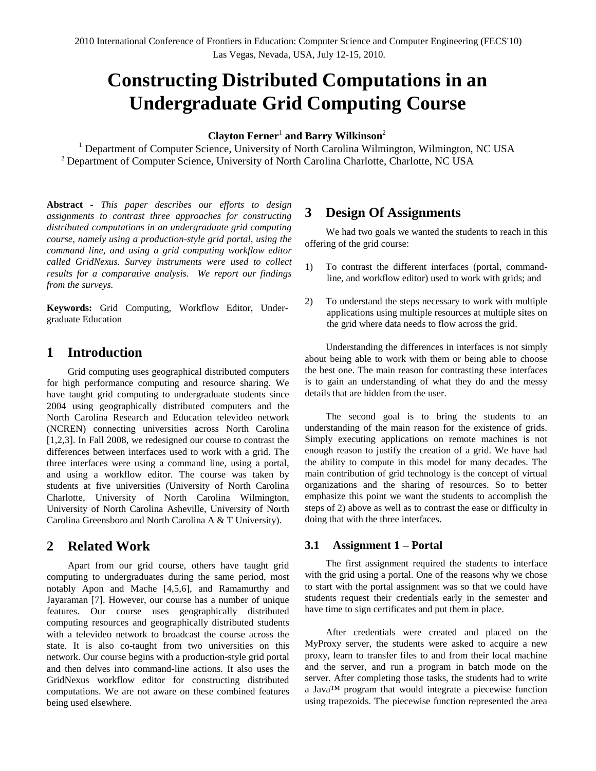2010 International Conference of Frontiers in Education: Computer Science and Computer Engineering (FECS'10)
Las Vegas, Nevada, USA, July 12-15, 2010.

# Constructing Distributed Computations in an Undergraduate Grid Computing Course

**Clayton Ferner**[1] **and Barry Wilkinson**[2]

[1] Department of Computer Science, University of North Carolina Wilmington, Wilmington, NC USA
[2] Department of Computer Science, University of North Carolina Charlotte, Charlotte, NC USA

**Abstract** - *This paper describes our efforts to design assignments to contrast three approaches for constructing distributed computations in an undergraduate grid computing course, namely using a production-style grid portal, using the command line, and using a grid computing workflow editor called GridNexus. Survey instruments were used to collect results for a comparative analysis. We report our findings from the surveys.*

**Keywords:** Grid Computing, Workflow Editor, Undergraduate Education

## 1 Introduction

Grid computing uses geographical distributed computers for high performance computing and resource sharing. We have taught grid computing to undergraduate students since 2004 using geographically distributed computers and the North Carolina Research and Education televideo network (NCREN) connecting universities across North Carolina [1,2,3]. In Fall 2008, we redesigned our course to contrast the differences between interfaces used to work with a grid. The three interfaces were using a command line, using a portal, and using a workflow editor. The course was taken by students at five universities (University of North Carolina Charlotte, University of North Carolina Wilmington, University of North Carolina Asheville, University of North Carolina Greensboro and North Carolina A & T University).

## 2 Related Work

Apart from our grid course, others have taught grid computing to undergraduates during the same period, most notably Apon and Mache [4,5,6], and Ramamurthy and Jayaraman [7]. However, our course has a number of unique features. Our course uses geographically distributed computing resources and geographically distributed students with a televideo network to broadcast the course across the state. It is also co-taught from two universities on this network. Our course begins with a production-style grid portal and then delves into command-line actions. It also uses the GridNexus workflow editor for constructing distributed computations. We are not aware on these combined features being used elsewhere.

## 3 Design Of Assignments

We had two goals we wanted the students to reach in this offering of the grid course:

1) To contrast the different interfaces (portal, command-line, and workflow editor) used to work with grids; and

2) To understand the steps necessary to work with multiple applications using multiple resources at multiple sites on the grid where data needs to flow across the grid.

Understanding the differences in interfaces is not simply about being able to work with them or being able to choose the best one. The main reason for contrasting these interfaces is to gain an understanding of what they do and the messy details that are hidden from the user.

The second goal is to bring the students to an understanding of the main reason for the existence of grids. Simply executing applications on remote machines is not enough reason to justify the creation of a grid. We have had the ability to compute in this model for many decades. The main contribution of grid technology is the concept of virtual organizations and the sharing of resources. So to better emphasize this point we want the students to accomplish the steps of 2) above as well as to contrast the ease or difficulty in doing that with the three interfaces.

### 3.1 Assignment 1 – Portal

The first assignment required the students to interface with the grid using a portal. One of the reasons why we chose to start with the portal assignment was so that we could have students request their credentials early in the semester and have time to sign certificates and put them in place.

After credentials were created and placed on the MyProxy server, the students were asked to acquire a new proxy, learn to transfer files to and from their local machine and the server, and run a program in batch mode on the server. After completing those tasks, the students had to write a Java™ program that would integrate a piecewise function using trapezoids. The piecewise function represented the area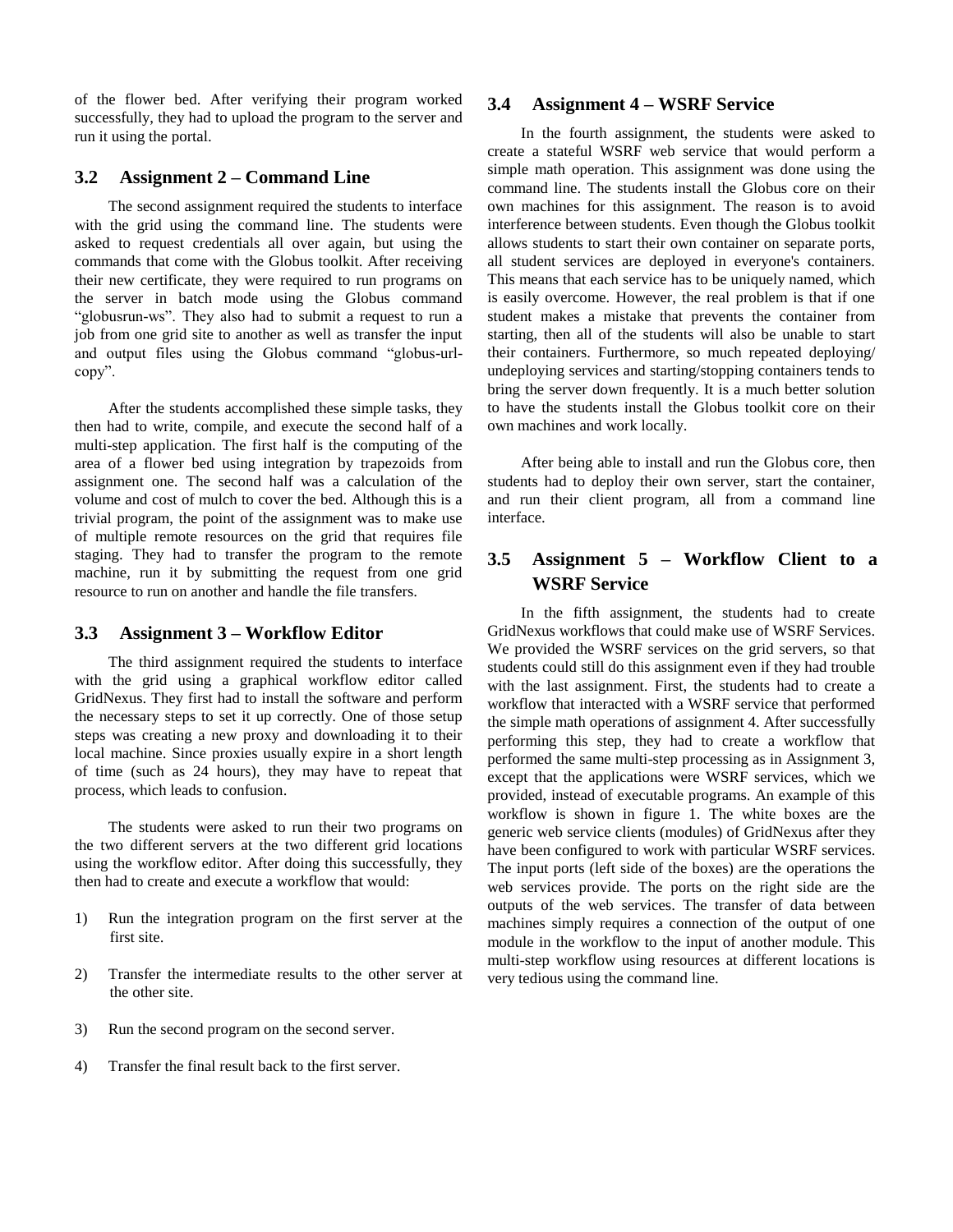of the flower bed. After verifying their program worked successfully, they had to upload the program to the server and run it using the portal.

### 3.2 Assignment 2 – Command Line

The second assignment required the students to interface with the grid using the command line. The students were asked to request credentials all over again, but using the commands that come with the Globus toolkit. After receiving their new certificate, they were required to run programs on the server in batch mode using the Globus command "globusrun-ws". They also had to submit a request to run a job from one grid site to another as well as transfer the input and output files using the Globus command "globus-url-copy".

After the students accomplished these simple tasks, they then had to write, compile, and execute the second half of a multi-step application. The first half is the computing of the area of a flower bed using integration by trapezoids from assignment one. The second half was a calculation of the volume and cost of mulch to cover the bed. Although this is a trivial program, the point of the assignment was to make use of multiple remote resources on the grid that requires file staging. They had to transfer the program to the remote machine, run it by submitting the request from one grid resource to run on another and handle the file transfers.

### 3.3 Assignment 3 – Workflow Editor

The third assignment required the students to interface with the grid using a graphical workflow editor called GridNexus. They first had to install the software and perform the necessary steps to set it up correctly. One of those setup steps was creating a new proxy and downloading it to their local machine. Since proxies usually expire in a short length of time (such as 24 hours), they may have to repeat that process, which leads to confusion.

The students were asked to run their two programs on the two different servers at the two different grid locations using the workflow editor. After doing this successfully, they then had to create and execute a workflow that would:

1) Run the integration program on the first server at the first site.

2) Transfer the intermediate results to the other server at the other site.

3) Run the second program on the second server.

4) Transfer the final result back to the first server.

### 3.4 Assignment 4 – WSRF Service

In the fourth assignment, the students were asked to create a stateful WSRF web service that would perform a simple math operation. This assignment was done using the command line. The students install the Globus core on their own machines for this assignment. The reason is to avoid interference between students. Even though the Globus toolkit allows students to start their own container on separate ports, all student services are deployed in everyone's containers. This means that each service has to be uniquely named, which is easily overcome. However, the real problem is that if one student makes a mistake that prevents the container from starting, then all of the students will also be unable to start their containers. Furthermore, so much repeated deploying/ undeploying services and starting/stopping containers tends to bring the server down frequently. It is a much better solution to have the students install the Globus toolkit core on their own machines and work locally.

After being able to install and run the Globus core, then students had to deploy their own server, start the container, and run their client program, all from a command line interface.

### 3.5 Assignment 5 – Workflow Client to a WSRF Service

In the fifth assignment, the students had to create GridNexus workflows that could make use of WSRF Services. We provided the WSRF services on the grid servers, so that students could still do this assignment even if they had trouble with the last assignment. First, the students had to create a workflow that interacted with a WSRF service that performed the simple math operations of assignment 4. After successfully performing this step, they had to create a workflow that performed the same multi-step processing as in Assignment 3, except that the applications were WSRF services, which we provided, instead of executable programs. An example of this workflow is shown in figure 1. The white boxes are the generic web service clients (modules) of GridNexus after they have been configured to work with particular WSRF services. The input ports (left side of the boxes) are the operations the web services provide. The ports on the right side are the outputs of the web services. The transfer of data between machines simply requires a connection of the output of one module in the workflow to the input of another module. This multi-step workflow using resources at different locations is very tedious using the command line.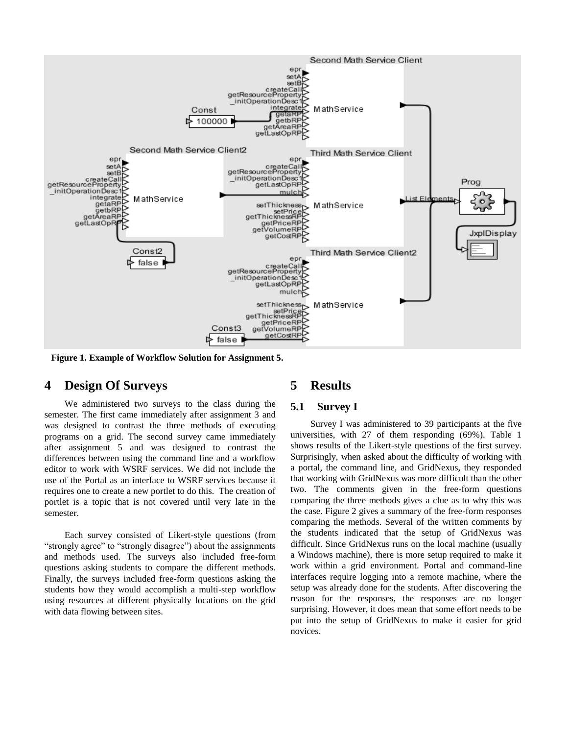Figure 1. Example of Workflow Solution for Assignment 5.

## 4 Design Of Surveys

We administered two surveys to the class during the semester. The first came immediately after assignment 3 and was designed to contrast the three methods of executing programs on a grid. The second survey came immediately after assignment 5 and was designed to contrast the differences between using the command line and a workflow editor to work with WSRF services. We did not include the use of the Portal as an interface to WSRF services because it requires one to create a new portlet to do this. The creation of portlet is a topic that is not covered until very late in the semester.

Each survey consisted of Likert-style questions (from "strongly agree" to "strongly disagree") about the assignments and methods used. The surveys also included free-form questions asking students to compare the different methods. Finally, the surveys included free-form questions asking the students how they would accomplish a multi-step workflow using resources at different physically locations on the grid with data flowing between sites.

## 5 Results

### 5.1 Survey I

Survey I was administered to 39 participants at the five universities, with 27 of them responding (69%). Table 1 shows results of the Likert-style questions of the first survey. Surprisingly, when asked about the difficulty of working with a portal, the command line, and GridNexus, they responded that working with GridNexus was more difficult than the other two. The comments given in the free-form questions comparing the three methods gives a clue as to why this was the case. Figure 2 gives a summary of the free-form responses comparing the methods. Several of the written comments by the students indicated that the setup of GridNexus was difficult. Since GridNexus runs on the local machine (usually a Windows machine), there is more setup required to make it work within a grid environment. Portal and command-line interfaces require logging into a remote machine, where the setup was already done for the students. After discovering the reason for the responses, the responses are no longer surprising. However, it does mean that some effort needs to be put into the setup of GridNexus to make it easier for grid novices.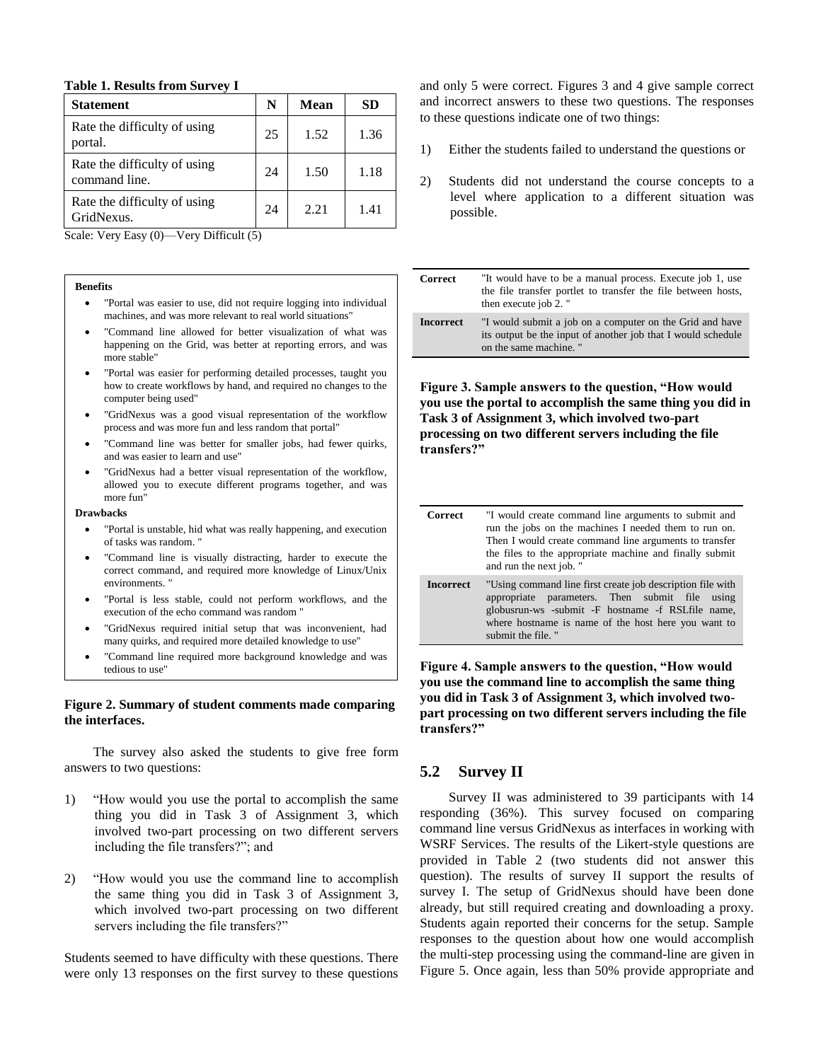**Table 1. Results from Survey I**

| Statement | N | Mean | SD |
|---|---|---|---|
| Rate the difficulty of using portal. | 25 | 1.52 | 1.36 |
| Rate the difficulty of using command line. | 24 | 1.50 | 1.18 |
| Rate the difficulty of using GridNexus. | 24 | 2.21 | 1.41 |

Scale: Very Easy (0)—Very Difficult (5)

**Benefits**

- "Portal was easier to use, did not require logging into individual machines, and was more relevant to real world situations"
- "Command line allowed for better visualization of what was happening on the Grid, was better at reporting errors, and was more stable"
- "Portal was easier for performing detailed processes, taught you how to create workflows by hand, and required no changes to the computer being used"
- "GridNexus was a good visual representation of the workflow process and was more fun and less random that portal"
- "Command line was better for smaller jobs, had fewer quirks, and was easier to learn and use"
- "GridNexus had a better visual representation of the workflow, allowed you to execute different programs together, and was more fun"

**Drawbacks**

- "Portal is unstable, hid what was really happening, and execution of tasks was random. "
- "Command line is visually distracting, harder to execute the correct command, and required more knowledge of Linux/Unix environments. "
- "Portal is less stable, could not perform workflows, and the execution of the echo command was random "
- "GridNexus required initial setup that was inconvenient, had many quirks, and required more detailed knowledge to use"
- "Command line required more background knowledge and was tedious to use"

**Figure 2. Summary of student comments made comparing the interfaces.**

The survey also asked the students to give free form answers to two questions:

1) "How would you use the portal to accomplish the same thing you did in Task 3 of Assignment 3, which involved two-part processing on two different servers including the file transfers?"; and

2) "How would you use the command line to accomplish the same thing you did in Task 3 of Assignment 3, which involved two-part processing on two different servers including the file transfers?"

Students seemed to have difficulty with these questions. There were only 13 responses on the first survey to these questions and only 5 were correct. Figures 3 and 4 give sample correct and incorrect answers to these two questions. The responses to these questions indicate one of two things:

1) Either the students failed to understand the questions or

2) Students did not understand the course concepts to a level where application to a different situation was possible.

| | |
|---|---|
| **Correct** | "It would have to be a manual process. Execute job 1, use the file transfer portlet to transfer the file between hosts, then execute job 2. " |
| **Incorrect** | "I would submit a job on a computer on the Grid and have its output be the input of another job that I would schedule on the same machine. " |

**Figure 3. Sample answers to the question, "How would you use the portal to accomplish the same thing you did in Task 3 of Assignment 3, which involved two-part processing on two different servers including the file transfers?"**

| | |
|---|---|
| **Correct** | "I would create command line arguments to submit and run the jobs on the machines I needed them to run on. Then I would create command line arguments to transfer the files to the appropriate machine and finally submit and run the next job. " |
| **Incorrect** | "Using command line first create job description file with appropriate parameters. Then submit file using globusrun-ws -submit -F hostname -f RSLfile name, where hostname is name of the host here you want to submit the file. " |

**Figure 4. Sample answers to the question, "How would you use the command line to accomplish the same thing you did in Task 3 of Assignment 3, which involved two-part processing on two different servers including the file transfers?"**

## 5.2 Survey II

Survey II was administered to 39 participants with 14 responding (36%). This survey focused on comparing command line versus GridNexus as interfaces in working with WSRF Services. The results of the Likert-style questions are provided in Table 2 (two students did not answer this question). The results of survey II support the results of survey I. The setup of GridNexus should have been done already, but still required creating and downloading a proxy. Students again reported their concerns for the setup. Sample responses to the question about how one would accomplish the multi-step processing using the command-line are given in Figure 5. Once again, less than 50% provide appropriate and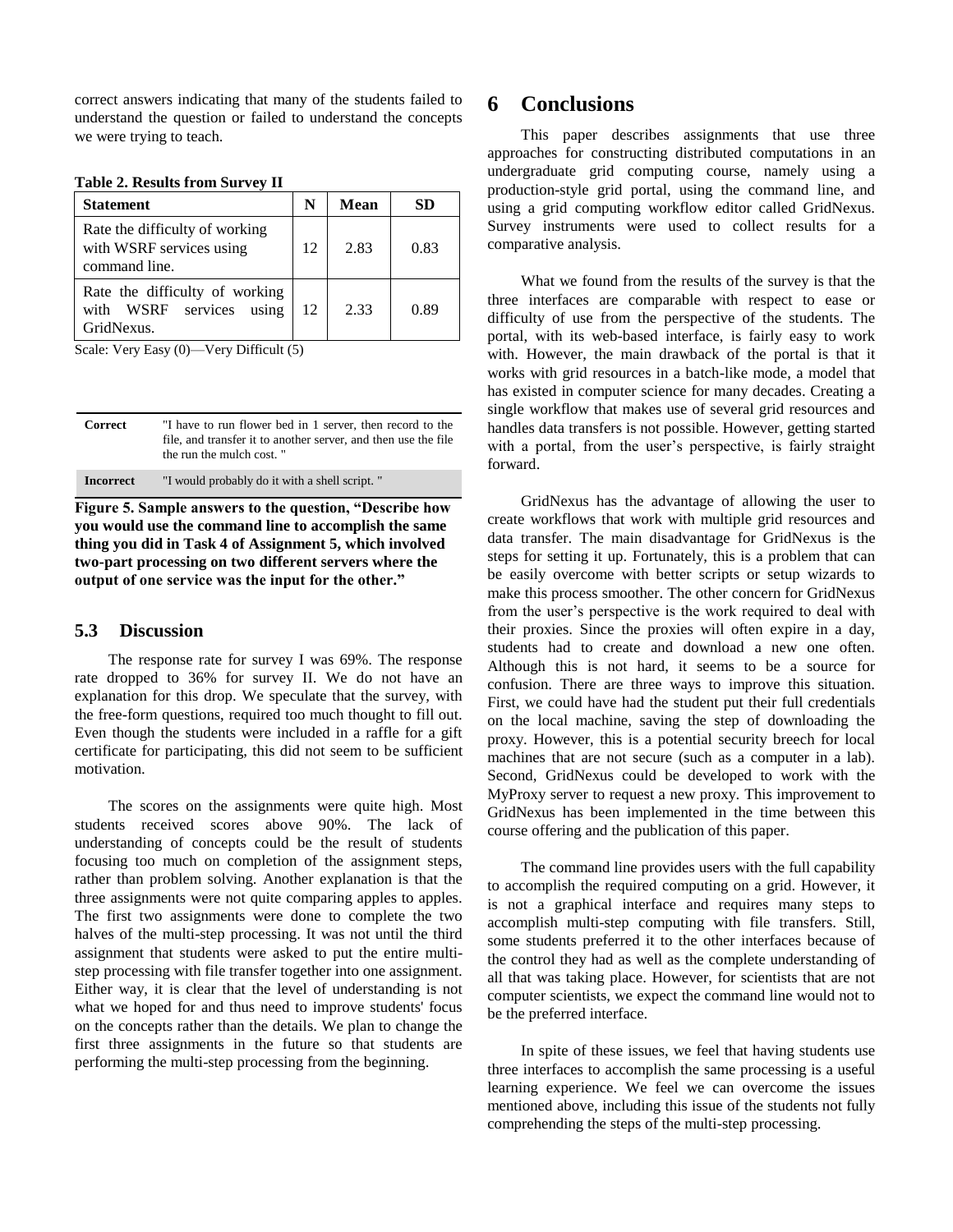correct answers indicating that many of the students failed to understand the question or failed to understand the concepts we were trying to teach.

**Table 2. Results from Survey II**

| Statement | N | Mean | SD |
|---|---|---|---|
| Rate the difficulty of working with WSRF services using command line. | 12 | 2.83 | 0.83 |
| Rate the difficulty of working with WSRF services using GridNexus. | 12 | 2.33 | 0.89 |

Scale: Very Easy (0)—Very Difficult (5)

| | |
|---|---|
| **Correct** | "I have to run flower bed in 1 server, then record to the file, and transfer it to another server, and then use the file the run the mulch cost. " |
| **Incorrect** | "I would probably do it with a shell script. " |

**Figure 5. Sample answers to the question, "Describe how you would use the command line to accomplish the same thing you did in Task 4 of Assignment 5, which involved two-part processing on two different servers where the output of one service was the input for the other."**

## 5.3 Discussion

The response rate for survey I was 69%. The response rate dropped to 36% for survey II. We do not have an explanation for this drop. We speculate that the survey, with the free-form questions, required too much thought to fill out. Even though the students were included in a raffle for a gift certificate for participating, this did not seem to be sufficient motivation.

The scores on the assignments were quite high. Most students received scores above 90%. The lack of understanding of concepts could be the result of students focusing too much on completion of the assignment steps, rather than problem solving. Another explanation is that the three assignments were not quite comparing apples to apples. The first two assignments were done to complete the two halves of the multi-step processing. It was not until the third assignment that students were asked to put the entire multi-step processing with file transfer together into one assignment. Either way, it is clear that the level of understanding is not what we hoped for and thus need to improve students' focus on the concepts rather than the details. We plan to change the first three assignments in the future so that students are performing the multi-step processing from the beginning.

# 6 Conclusions

This paper describes assignments that use three approaches for constructing distributed computations in an undergraduate grid computing course, namely using a production-style grid portal, using the command line, and using a grid computing workflow editor called GridNexus. Survey instruments were used to collect results for a comparative analysis.

What we found from the results of the survey is that the three interfaces are comparable with respect to ease or difficulty of use from the perspective of the students. The portal, with its web-based interface, is fairly easy to work with. However, the main drawback of the portal is that it works with grid resources in a batch-like mode, a model that has existed in computer science for many decades. Creating a single workflow that makes use of several grid resources and handles data transfers is not possible. However, getting started with a portal, from the user's perspective, is fairly straight forward.

GridNexus has the advantage of allowing the user to create workflows that work with multiple grid resources and data transfer. The main disadvantage for GridNexus is the steps for setting it up. Fortunately, this is a problem that can be easily overcome with better scripts or setup wizards to make this process smoother. The other concern for GridNexus from the user's perspective is the work required to deal with their proxies. Since the proxies will often expire in a day, students had to create and download a new one often. Although this is not hard, it seems to be a source for confusion. There are three ways to improve this situation. First, we could have had the student put their full credentials on the local machine, saving the step of downloading the proxy. However, this is a potential security breech for local machines that are not secure (such as a computer in a lab). Second, GridNexus could be developed to work with the MyProxy server to request a new proxy. This improvement to GridNexus has been implemented in the time between this course offering and the publication of this paper.

The command line provides users with the full capability to accomplish the required computing on a grid. However, it is not a graphical interface and requires many steps to accomplish multi-step computing with file transfers. Still, some students preferred it to the other interfaces because of the control they had as well as the complete understanding of all that was taking place. However, for scientists that are not computer scientists, we expect the command line would not to be the preferred interface.

In spite of these issues, we feel that having students use three interfaces to accomplish the same processing is a useful learning experience. We feel we can overcome the issues mentioned above, including this issue of the students not fully comprehending the steps of the multi-step processing.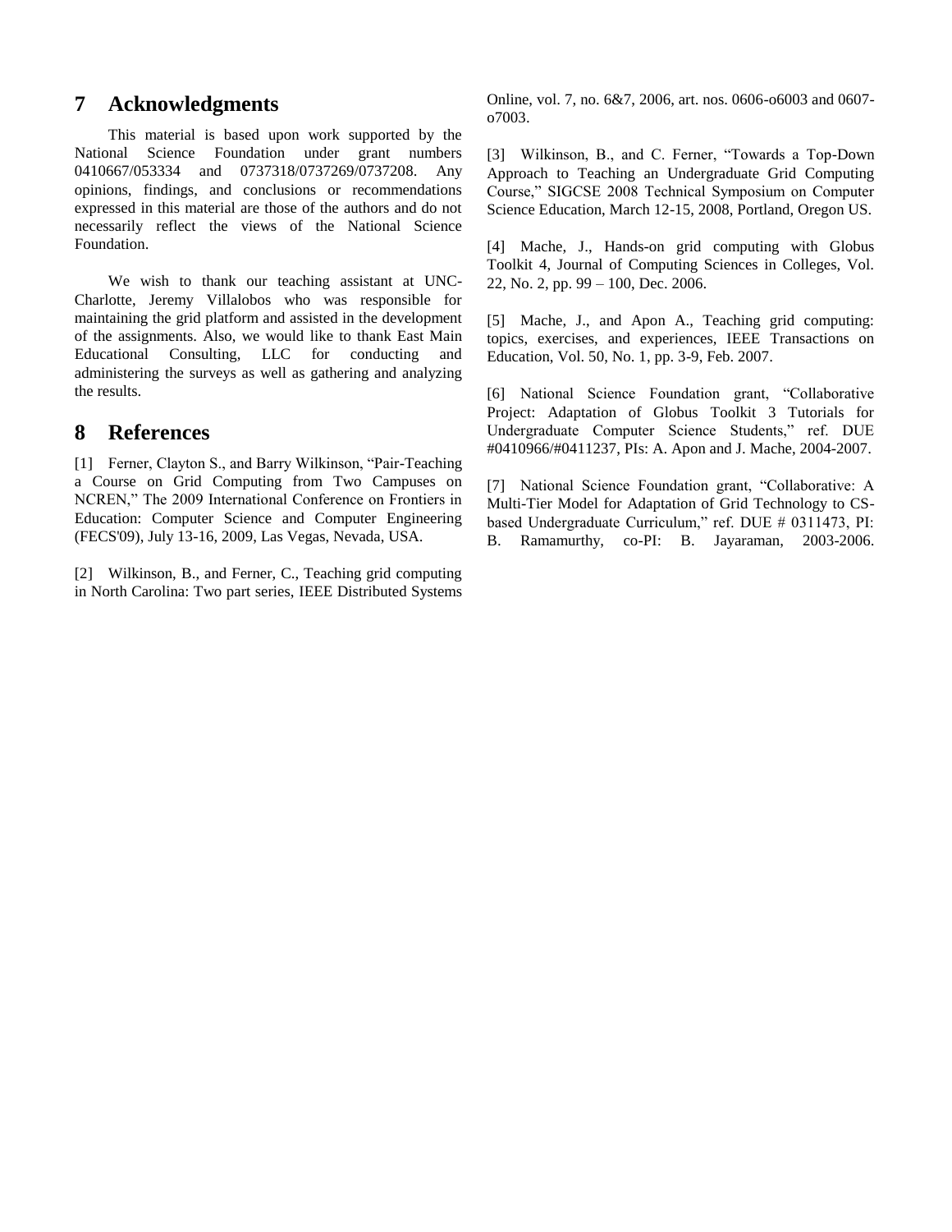## 7 Acknowledgments

This material is based upon work supported by the National Science Foundation under grant numbers 0410667/053334 and 0737318/0737269/0737208. Any opinions, findings, and conclusions or recommendations expressed in this material are those of the authors and do not necessarily reflect the views of the National Science Foundation.

We wish to thank our teaching assistant at UNC-Charlotte, Jeremy Villalobos who was responsible for maintaining the grid platform and assisted in the development of the assignments. Also, we would like to thank East Main Educational Consulting, LLC for conducting and administering the surveys as well as gathering and analyzing the results.

## 8 References

[1] Ferner, Clayton S., and Barry Wilkinson, "Pair-Teaching a Course on Grid Computing from Two Campuses on NCREN," The 2009 International Conference on Frontiers in Education: Computer Science and Computer Engineering (FECS'09), July 13-16, 2009, Las Vegas, Nevada, USA.

[2] Wilkinson, B., and Ferner, C., Teaching grid computing in North Carolina: Two part series, IEEE Distributed Systems Online, vol. 7, no. 6&7, 2006, art. nos. 0606-o6003 and 0607-o7003.

[3] Wilkinson, B., and C. Ferner, "Towards a Top-Down Approach to Teaching an Undergraduate Grid Computing Course," SIGCSE 2008 Technical Symposium on Computer Science Education, March 12-15, 2008, Portland, Oregon US.

[4] Mache, J., Hands-on grid computing with Globus Toolkit 4, Journal of Computing Sciences in Colleges, Vol. 22, No. 2, pp. 99 – 100, Dec. 2006.

[5] Mache, J., and Apon A., Teaching grid computing: topics, exercises, and experiences, IEEE Transactions on Education, Vol. 50, No. 1, pp. 3-9, Feb. 2007.

[6] National Science Foundation grant, "Collaborative Project: Adaptation of Globus Toolkit 3 Tutorials for Undergraduate Computer Science Students," ref. DUE #0410966/#0411237, PIs: A. Apon and J. Mache, 2004-2007.

[7] National Science Foundation grant, "Collaborative: A Multi-Tier Model for Adaptation of Grid Technology to CS-based Undergraduate Curriculum," ref. DUE # 0311473, PI: B. Ramamurthy, co-PI: B. Jayaraman, 2003-2006.